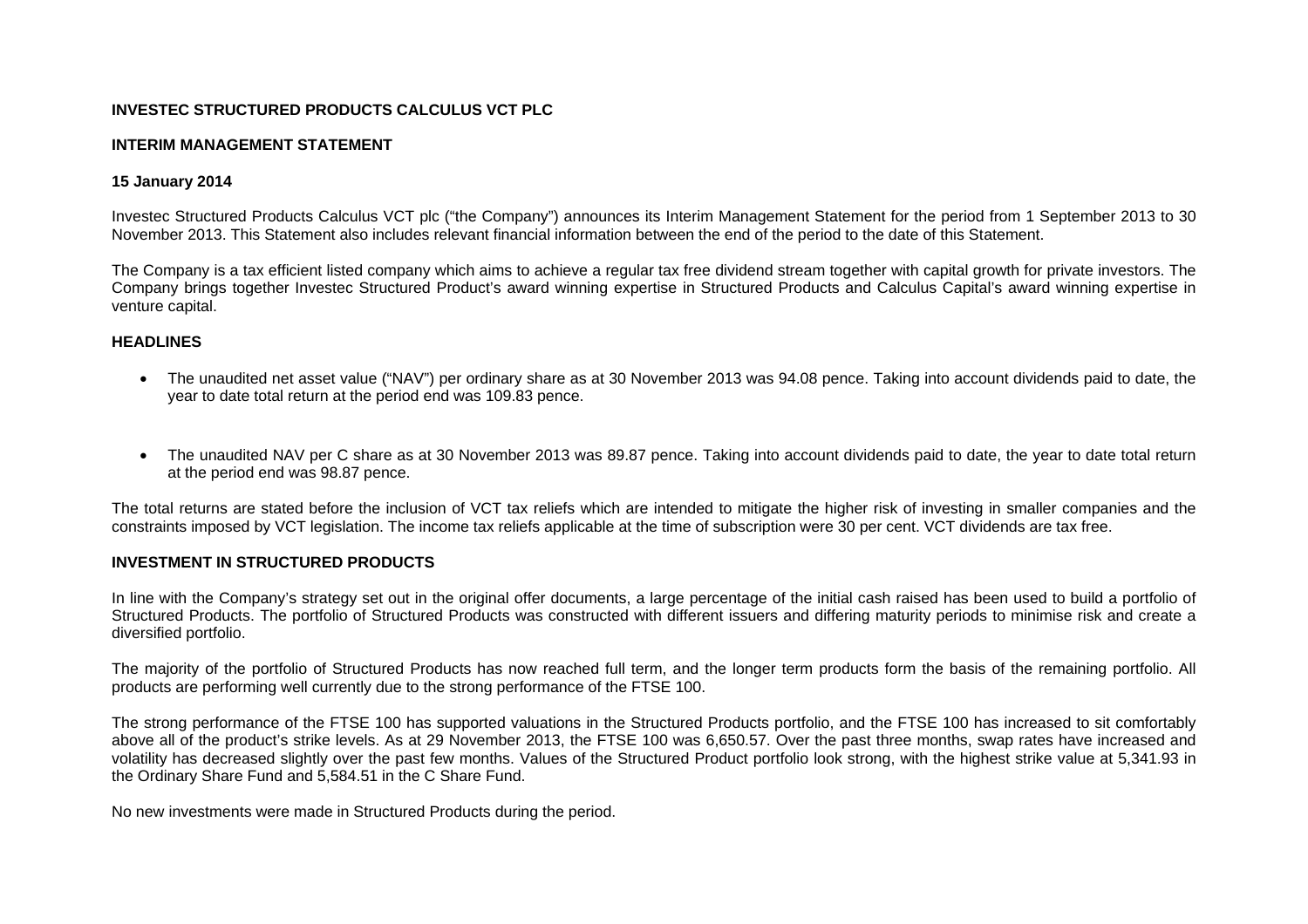**INVESTEC STRUCTURED PRODUCTS CALCULUS VCT PLC**

**INTERIM MANAGEMENT STATEMENT**

**15 January 2014**

Investec Structured Products Calculus VCT plc ("the Company") announces its Interim Management Statement for the period from 1 September 2013 to 30 November 2013. This Statement also includes relevant financial information between the end of the period to the date of this Statement.

The Company is a tax efficient listed company which aims to achieve a regular tax free dividend stream together with capital growth for private investors. The Company brings together Investec Structured Product's award winning expertise in Structured Products and Calculus Capital's award winning expertise in venture capital.

## HEADLINES

- The unaudited net asset value ("NAV") per ordinary share as at 30 November 2013 was 94.08 pence. Taking into account dividends paid to date, the year to date total return at the period end was 109.83 pence.

- The unaudited NAV per C share as at 30 November 2013 was 89.87 pence. Taking into account dividends paid to date, the year to date total return at the period end was 98.87 pence.

The total returns are stated before the inclusion of VCT tax reliefs which are intended to mitigate the higher risk of investing in smaller companies and the constraints imposed by VCT legislation. The income tax reliefs applicable at the time of subscription were 30 per cent. VCT dividends are tax free.

## INVESTMENT IN STRUCTURED PRODUCTS

In line with the Company's strategy set out in the original offer documents, a large percentage of the initial cash raised has been used to build a portfolio of Structured Products. The portfolio of Structured Products was constructed with different issuers and differing maturity periods to minimise risk and create a diversified portfolio.

The majority of the portfolio of Structured Products has now reached full term, and the longer term products form the basis of the remaining portfolio. All products are performing well currently due to the strong performance of the FTSE 100.

The strong performance of the FTSE 100 has supported valuations in the Structured Products portfolio, and the FTSE 100 has increased to sit comfortably above all of the product's strike levels. As at 29 November 2013, the FTSE 100 was 6,650.57. Over the past three months, swap rates have increased and volatility has decreased slightly over the past few months. Values of the Structured Product portfolio look strong, with the highest strike value at 5,341.93 in the Ordinary Share Fund and 5,584.51 in the C Share Fund.

No new investments were made in Structured Products during the period.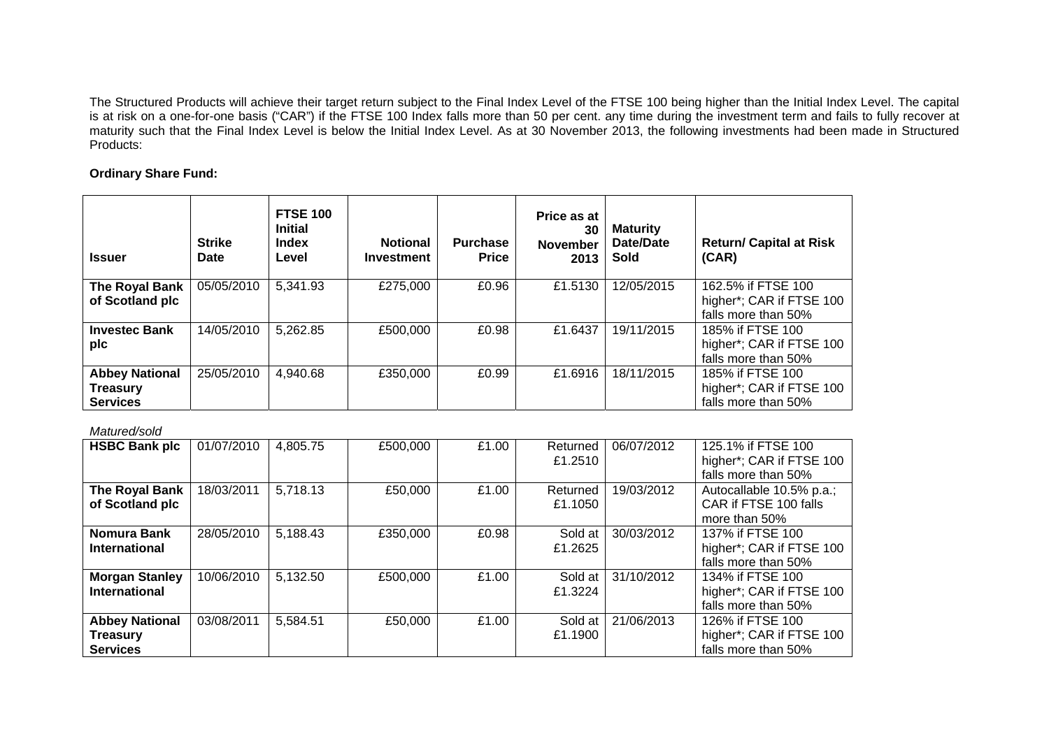The Structured Products will achieve their target return subject to the Final Index Level of the FTSE 100 being higher than the Initial Index Level. The capital is at risk on a one-for-one basis ("CAR") if the FTSE 100 Index falls more than 50 per cent. any time during the investment term and fails to fully recover at maturity such that the Final Index Level is below the Initial Index Level. As at 30 November 2013, the following investments had been made in Structured Products:

**Ordinary Share Fund:**

| Issuer | Strike Date | FTSE 100 Initial Index Level | Notional Investment | Purchase Price | Price as at 30 November 2013 | Maturity Date/Date Sold | Return/ Capital at Risk (CAR) |
|---|---|---|---|---|---|---|---|
| **The Royal Bank of Scotland plc** | 05/05/2010 | 5,341.93 | £275,000 | £0.96 | £1.5130 | 12/05/2015 | 162.5% if FTSE 100 higher*; CAR if FTSE 100 falls more than 50% |
| **Investec Bank plc** | 14/05/2010 | 5,262.85 | £500,000 | £0.98 | £1.6437 | 19/11/2015 | 185% if FTSE 100 higher*; CAR if FTSE 100 falls more than 50% |
| **Abbey National Treasury Services** | 25/05/2010 | 4,940.68 | £350,000 | £0.99 | £1.6916 | 18/11/2015 | 185% if FTSE 100 higher*; CAR if FTSE 100 falls more than 50% |
| *Matured/sold* | | | | | | | |
| **HSBC Bank plc** | 01/07/2010 | 4,805.75 | £500,000 | £1.00 | Returned £1.2510 | 06/07/2012 | 125.1% if FTSE 100 higher*; CAR if FTSE 100 falls more than 50% |
| **The Royal Bank of Scotland plc** | 18/03/2011 | 5,718.13 | £50,000 | £1.00 | Returned £1.1050 | 19/03/2012 | Autocallable 10.5% p.a.; CAR if FTSE 100 falls more than 50% |
| **Nomura Bank International** | 28/05/2010 | 5,188.43 | £350,000 | £0.98 | Sold at £1.2625 | 30/03/2012 | 137% if FTSE 100 higher*; CAR if FTSE 100 falls more than 50% |
| **Morgan Stanley International** | 10/06/2010 | 5,132.50 | £500,000 | £1.00 | Sold at £1.3224 | 31/10/2012 | 134% if FTSE 100 higher*; CAR if FTSE 100 falls more than 50% |
| **Abbey National Treasury Services** | 03/08/2011 | 5,584.51 | £50,000 | £1.00 | Sold at £1.1900 | 21/06/2013 | 126% if FTSE 100 higher*; CAR if FTSE 100 falls more than 50% |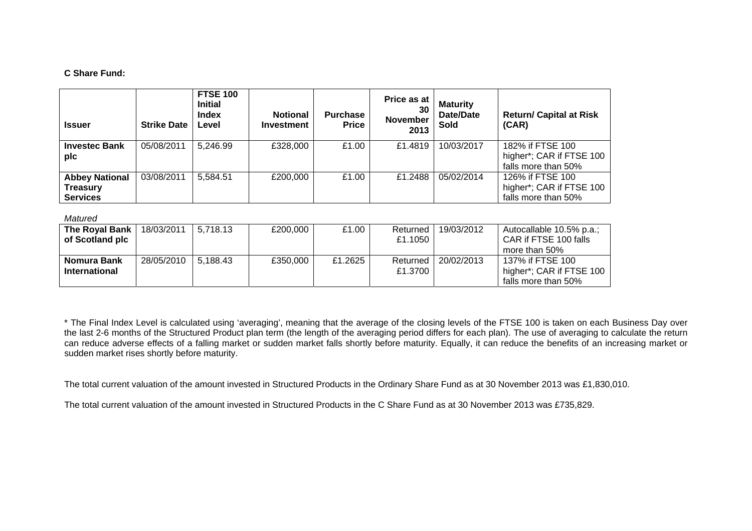**C Share Fund:**

| Issuer | Strike Date | FTSE 100 Initial Index Level | Notional Investment | Purchase Price | Price as at 30 November 2013 | Maturity Date/Date Sold | Return/ Capital at Risk (CAR) |
|---|---|---|---|---|---|---|---|
| **Investec Bank plc** | 05/08/2011 | 5,246.99 | £328,000 | £1.00 | £1.4819 | 10/03/2017 | 182% if FTSE 100 higher*; CAR if FTSE 100 falls more than 50% |
| **Abbey National Treasury Services** | 03/08/2011 | 5,584.51 | £200,000 | £1.00 | £1.2488 | 05/02/2014 | 126% if FTSE 100 higher*; CAR if FTSE 100 falls more than 50% |
| *Matured* | | | | | | | |
| **The Royal Bank of Scotland plc** | 18/03/2011 | 5,718.13 | £200,000 | £1.00 | Returned £1.1050 | 19/03/2012 | Autocallable 10.5% p.a.; CAR if FTSE 100 falls more than 50% |
| **Nomura Bank International** | 28/05/2010 | 5,188.43 | £350,000 | £1.2625 | Returned £1.3700 | 20/02/2013 | 137% if FTSE 100 higher*; CAR if FTSE 100 falls more than 50% |

* The Final Index Level is calculated using 'averaging', meaning that the average of the closing levels of the FTSE 100 is taken on each Business Day over the last 2-6 months of the Structured Product plan term (the length of the averaging period differs for each plan). The use of averaging to calculate the return can reduce adverse effects of a falling market or sudden market falls shortly before maturity. Equally, it can reduce the benefits of an increasing market or sudden market rises shortly before maturity.

The total current valuation of the amount invested in Structured Products in the Ordinary Share Fund as at 30 November 2013 was £1,830,010.

The total current valuation of the amount invested in Structured Products in the C Share Fund as at 30 November 2013 was £735,829.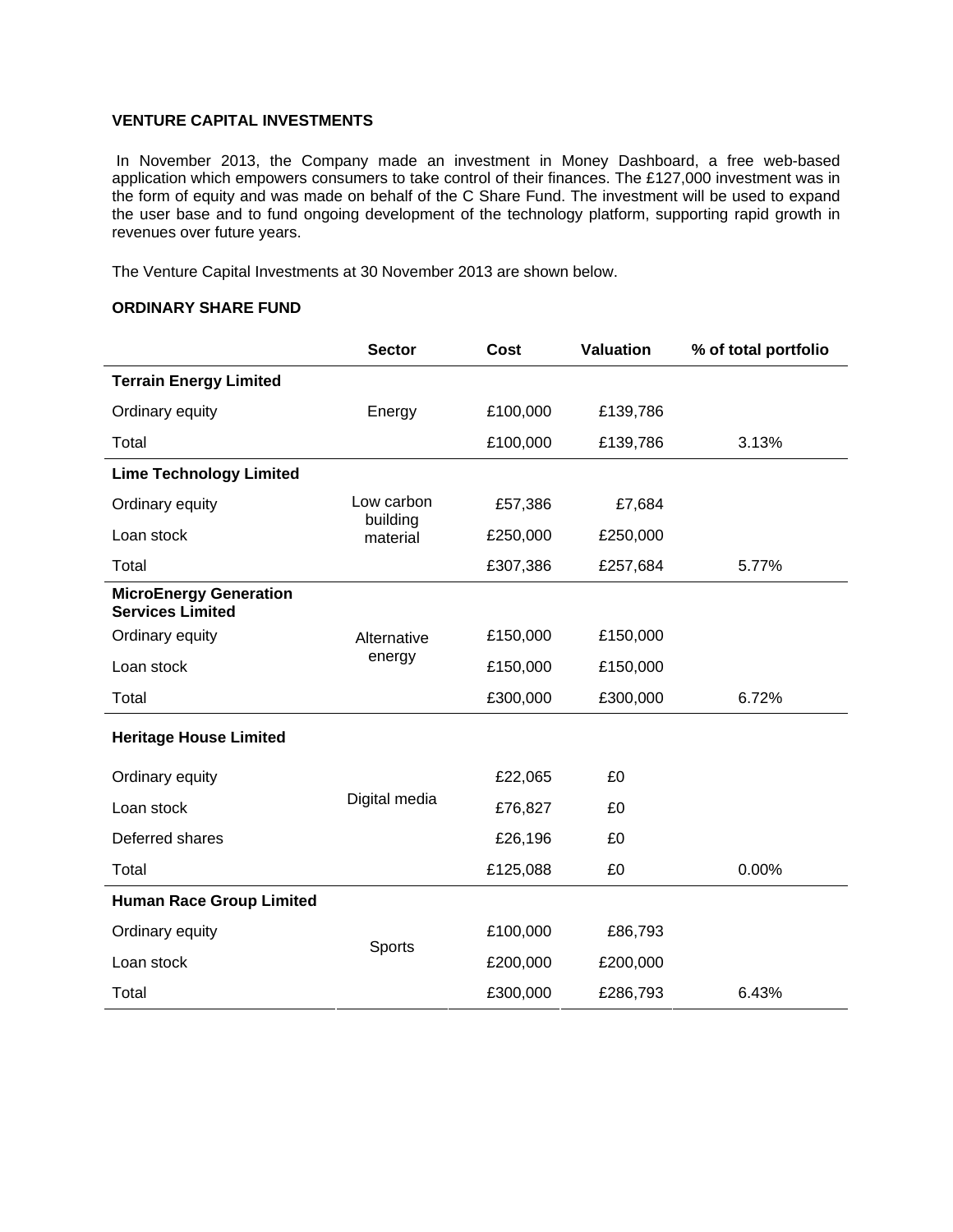**VENTURE CAPITAL INVESTMENTS**

In November 2013, the Company made an investment in Money Dashboard, a free web-based application which empowers consumers to take control of their finances. The £127,000 investment was in the form of equity and was made on behalf of the C Share Fund. The investment will be used to expand the user base and to fund ongoing development of the technology platform, supporting rapid growth in revenues over future years.

The Venture Capital Investments at 30 November 2013 are shown below.

**ORDINARY SHARE FUND**

| | Sector | Cost | Valuation | % of total portfolio |
|---|---|---|---|---|
| **Terrain Energy Limited** | | | | |
| Ordinary equity | Energy | £100,000 | £139,786 | |
| Total | | £100,000 | £139,786 | 3.13% |
| **Lime Technology Limited** | | | | |
| Ordinary equity | Low carbon building material | £57,386 | £7,684 | |
| Loan stock | | £250,000 | £250,000 | |
| Total | | £307,386 | £257,684 | 5.77% |
| **MicroEnergy Generation Services Limited** | | | | |
| Ordinary equity | Alternative energy | £150,000 | £150,000 | |
| Loan stock | | £150,000 | £150,000 | |
| Total | | £300,000 | £300,000 | 6.72% |
| **Heritage House Limited** | | | | |
| Ordinary equity | Digital media | £22,065 | £0 | |
| Loan stock | | £76,827 | £0 | |
| Deferred shares | | £26,196 | £0 | |
| Total | | £125,088 | £0 | 0.00% |
| **Human Race Group Limited** | | | | |
| Ordinary equity | Sports | £100,000 | £86,793 | |
| Loan stock | | £200,000 | £200,000 | |
| Total | | £300,000 | £286,793 | 6.43% |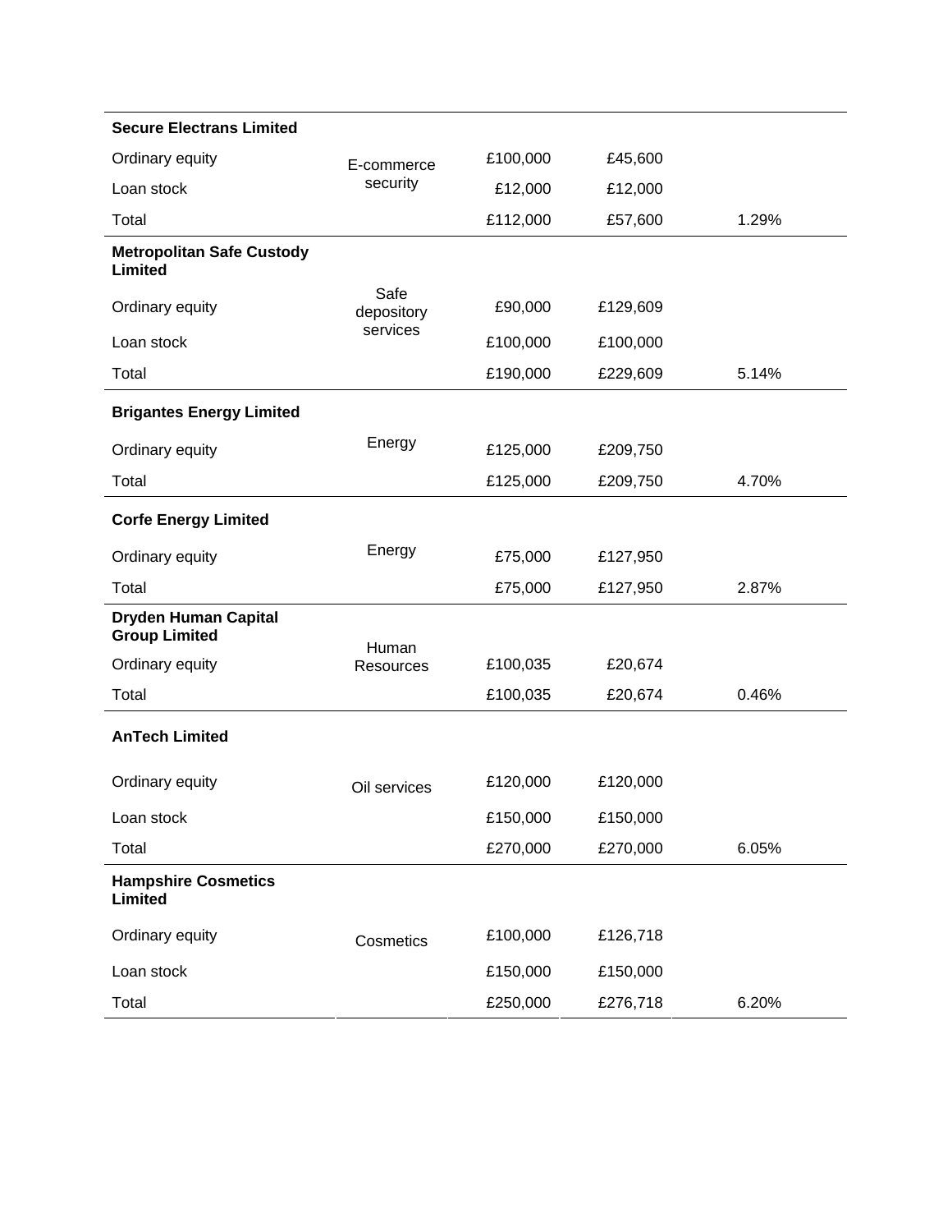| | | | | |
|---|---|---|---|---|
| **Secure Electrans Limited** | | | | |
| Ordinary equity | E-commerce security | £100,000 | £45,600 | |
| Loan stock | | £12,000 | £12,000 | |
| Total | | £112,000 | £57,600 | 1.29% |
| **Metropolitan Safe Custody Limited** | | | | |
| Ordinary equity | Safe depository services | £90,000 | £129,609 | |
| Loan stock | | £100,000 | £100,000 | |
| Total | | £190,000 | £229,609 | 5.14% |
| **Brigantes Energy Limited** | | | | |
| Ordinary equity | Energy | £125,000 | £209,750 | |
| Total | | £125,000 | £209,750 | 4.70% |
| **Corfe Energy Limited** | | | | |
| Ordinary equity | Energy | £75,000 | £127,950 | |
| Total | | £75,000 | £127,950 | 2.87% |
| **Dryden Human Capital Group Limited** | | | | |
| Ordinary equity | Human Resources | £100,035 | £20,674 | |
| Total | | £100,035 | £20,674 | 0.46% |
| **AnTech Limited** | | | | |
| Ordinary equity | Oil services | £120,000 | £120,000 | |
| Loan stock | | £150,000 | £150,000 | |
| Total | | £270,000 | £270,000 | 6.05% |
| **Hampshire Cosmetics Limited** | | | | |
| Ordinary equity | Cosmetics | £100,000 | £126,718 | |
| Loan stock | | £150,000 | £150,000 | |
| Total | | £250,000 | £276,718 | 6.20% |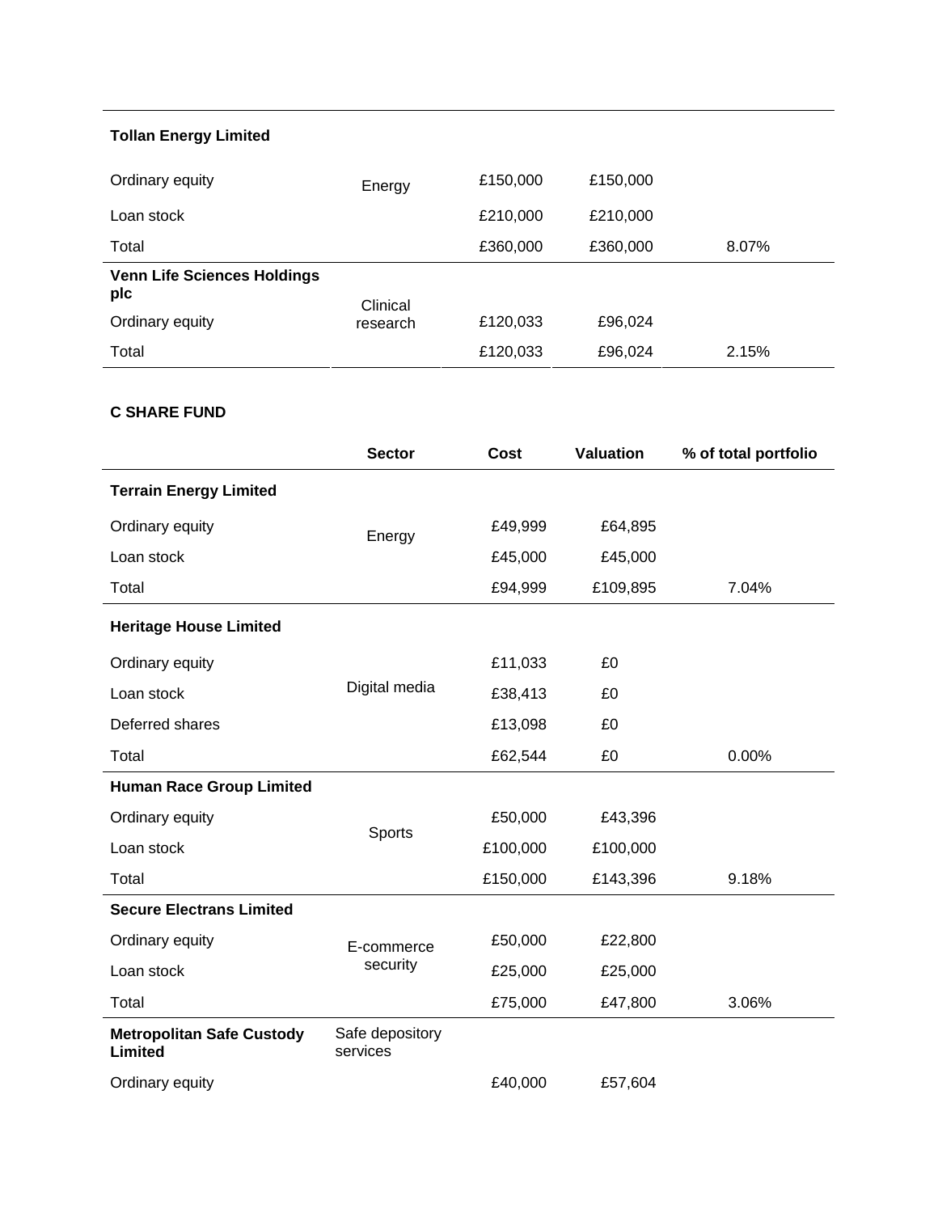| | | | | |
|---|---|---|---|---|
| **Tollan Energy Limited** | | | | |
| Ordinary equity | Energy | £150,000 | £150,000 | |
| Loan stock | | £210,000 | £210,000 | |
| Total | | £360,000 | £360,000 | 8.07% |
| **Venn Life Sciences Holdings plc** | Clinical research | | | |
| Ordinary equity | | £120,033 | £96,024 | |
| Total | | £120,033 | £96,024 | 2.15% |

**C SHARE FUND**

| | Sector | Cost | Valuation | % of total portfolio |
|---|---|---|---|---|
| **Terrain Energy Limited** | | | | |
| Ordinary equity | Energy | £49,999 | £64,895 | |
| Loan stock | | £45,000 | £45,000 | |
| Total | | £94,999 | £109,895 | 7.04% |
| **Heritage House Limited** | | | | |
| Ordinary equity | Digital media | £11,033 | £0 | |
| Loan stock | | £38,413 | £0 | |
| Deferred shares | | £13,098 | £0 | |
| Total | | £62,544 | £0 | 0.00% |
| **Human Race Group Limited** | | | | |
| Ordinary equity | Sports | £50,000 | £43,396 | |
| Loan stock | | £100,000 | £100,000 | |
| Total | | £150,000 | £143,396 | 9.18% |
| **Secure Electrans Limited** | | | | |
| Ordinary equity | E-commerce security | £50,000 | £22,800 | |
| Loan stock | | £25,000 | £25,000 | |
| Total | | £75,000 | £47,800 | 3.06% |
| **Metropolitan Safe Custody Limited** | Safe depository services | | | |
| Ordinary equity | | £40,000 | £57,604 | |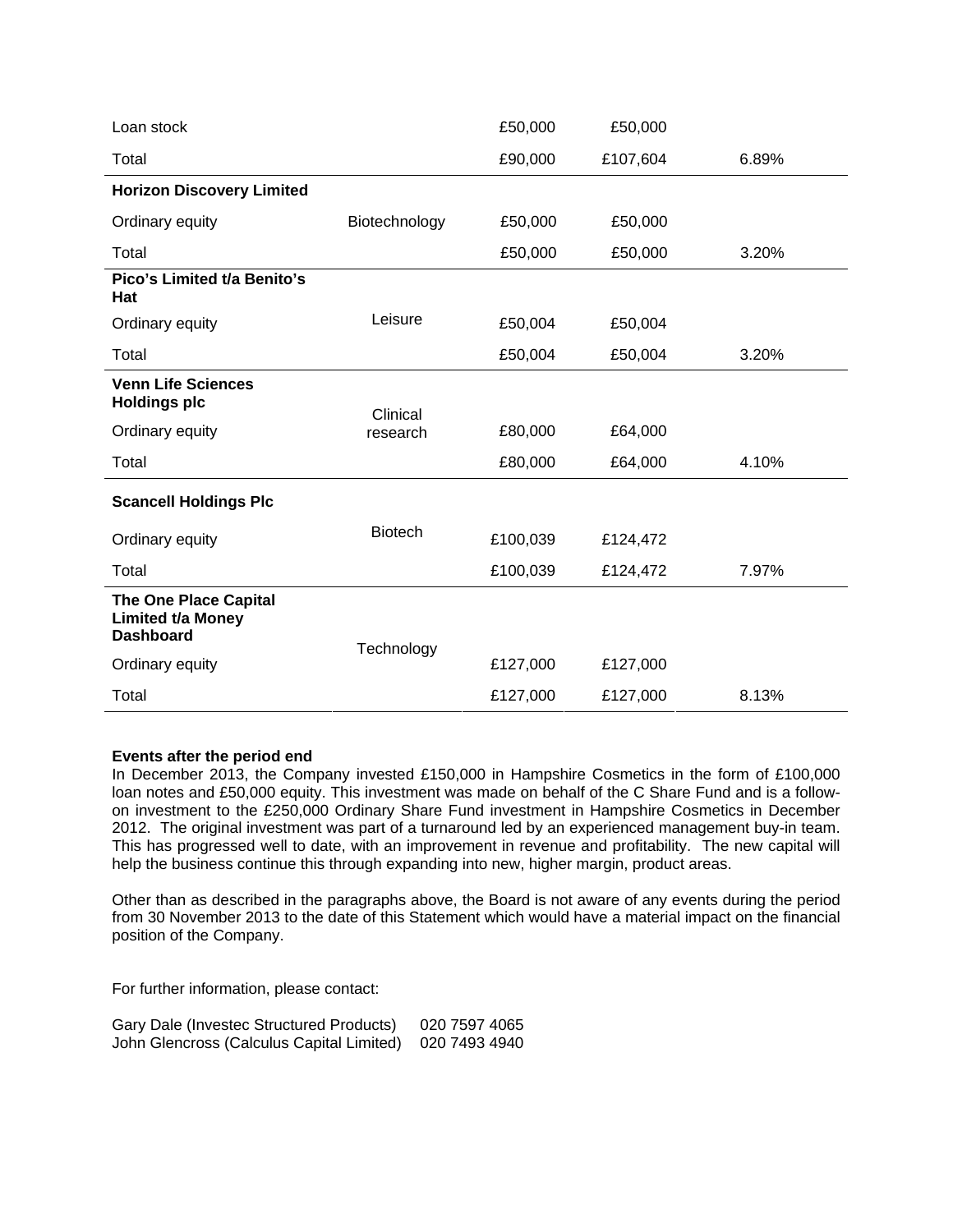| | | | | |
|---|---|---|---|---|
| Loan stock | | £50,000 | £50,000 | |
| Total | | £90,000 | £107,604 | 6.89% |
| **Horizon Discovery Limited** | | | | |
| Ordinary equity | Biotechnology | £50,000 | £50,000 | |
| Total | | £50,000 | £50,000 | 3.20% |
| **Pico's Limited t/a Benito's Hat** | | | | |
| Ordinary equity | Leisure | £50,004 | £50,004 | |
| Total | | £50,004 | £50,004 | 3.20% |
| **Venn Life Sciences Holdings plc** | | | | |
| Ordinary equity | Clinical research | £80,000 | £64,000 | |
| Total | | £80,000 | £64,000 | 4.10% |
| **Scancell Holdings Plc** | | | | |
| Ordinary equity | Biotech | £100,039 | £124,472 | |
| Total | | £100,039 | £124,472 | 7.97% |
| **The One Place Capital Limited t/a Money Dashboard** | | | | |
| Ordinary equity | Technology | £127,000 | £127,000 | |
| Total | | £127,000 | £127,000 | 8.13% |

**Events after the period end**

In December 2013, the Company invested £150,000 in Hampshire Cosmetics in the form of £100,000 loan notes and £50,000 equity. This investment was made on behalf of the C Share Fund and is a follow-on investment to the £250,000 Ordinary Share Fund investment in Hampshire Cosmetics in December 2012. The original investment was part of a turnaround led by an experienced management buy-in team. This has progressed well to date, with an improvement in revenue and profitability. The new capital will help the business continue this through expanding into new, higher margin, product areas.

Other than as described in the paragraphs above, the Board is not aware of any events during the period from 30 November 2013 to the date of this Statement which would have a material impact on the financial position of the Company.

For further information, please contact:

Gary Dale (Investec Structured Products) 020 7597 4065
John Glencross (Calculus Capital Limited) 020 7493 4940